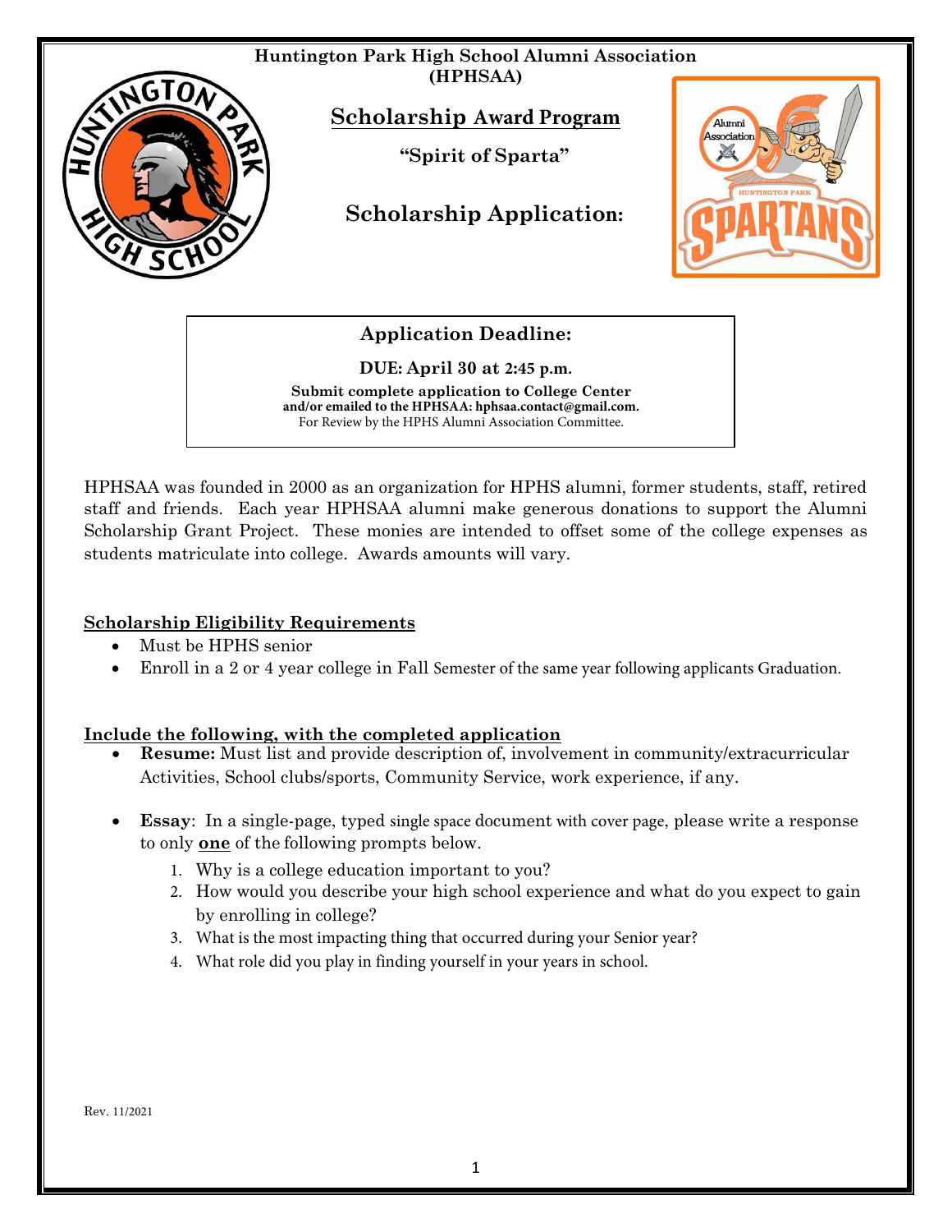**Huntington Park High School Alumni Association (HPHSAA)**

# Scholarship Award Program

**"Spirit of Sparta"**

## Scholarship Application:

### Application Deadline:

**DUE: April 30 at 2:45 p.m.**

**Submit complete application to College Center**
**and/or emailed to the HPHSAA: hphsaa.contact@gmail.com.**
For Review by the HPHS Alumni Association Committee.

HPHSAA was founded in 2000 as an organization for HPHS alumni, former students, staff, retired staff and friends. Each year HPHSAA alumni make generous donations to support the Alumni Scholarship Grant Project. These monies are intended to offset some of the college expenses as students matriculate into college. Awards amounts will vary.

**Scholarship Eligibility Requirements**

- Must be HPHS senior
- Enroll in a 2 or 4 year college in Fall Semester of the same year following applicants Graduation.

**Include the following, with the completed application**

- **Resume:** Must list and provide description of, involvement in community/extracurricular Activities, School clubs/sports, Community Service, work experience, if any.
- **Essay**: In a single-page, typed single space document with cover page, please write a response to only **one** of the following prompts below.
  1. Why is a college education important to you?
  2. How would you describe your high school experience and what do you expect to gain by enrolling in college?
  3. What is the most impacting thing that occurred during your Senior year?
  4. What role did you play in finding yourself in your years in school.

Rev. 11/2021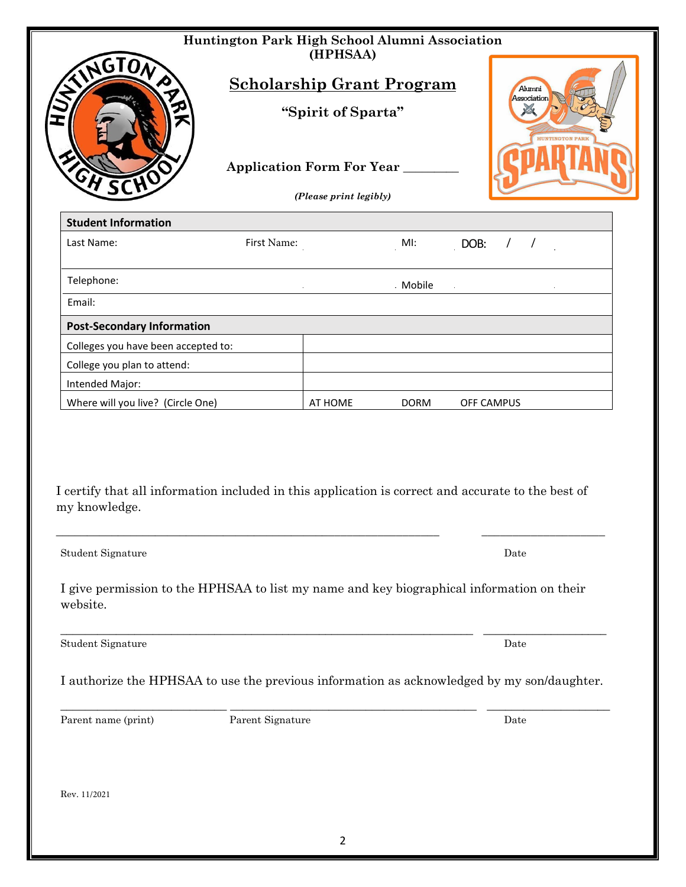**Huntington Park High School Alumni Association (HPHSAA)**

## Scholarship Grant Program

**"Spirit of Sparta"**

**Application Form For Year \_\_\_\_\_\_\_\_**

***(Please print legibly)***

| **Student Information** | | | | |
|---|---|---|---|---|
| Last Name: | First Name: | | MI: | DOB: / / |
| Telephone: | | | Mobile | |
| Email: | | | | |

| **Post-Secondary Information** | | | |
|---|---|---|---|
| Colleges you have been accepted to: | | | |
| College you plan to attend: | | | |
| Intended Major: | | | |
| Where will you live? (Circle One) | AT HOME | DORM | OFF CAMPUS |

I certify that all information included in this application is correct and accurate to the best of my knowledge.

\_\_\_\_\_\_\_\_\_\_\_\_\_\_\_\_\_\_\_\_\_\_\_\_\_\_\_\_\_\_\_\_\_\_\_\_\_\_\_\_\_\_\_\_\_\_\_\_ \_\_\_\_\_\_\_\_\_\_\_\_\_\_\_\_

Student Signature Date

I give permission to the HPHSAA to list my name and key biographical information on their website.

\_\_\_\_\_\_\_\_\_\_\_\_\_\_\_\_\_\_\_\_\_\_\_\_\_\_\_\_\_\_\_\_\_\_\_\_\_\_\_\_\_\_\_\_\_\_\_\_ \_\_\_\_\_\_\_\_\_\_\_\_\_\_\_\_

Student Signature Date

I authorize the HPHSAA to use the previous information as acknowledged by my son/daughter.

\_\_\_\_\_\_\_\_\_\_\_\_\_\_\_\_\_\_\_\_\_\_ \_\_\_\_\_\_\_\_\_\_\_\_\_\_\_\_\_\_\_\_\_\_\_\_\_\_\_\_\_\_\_\_ \_\_\_\_\_\_\_\_\_\_\_\_\_\_\_\_

Parent name (print) Parent Signature Date

Rev. 11/2021